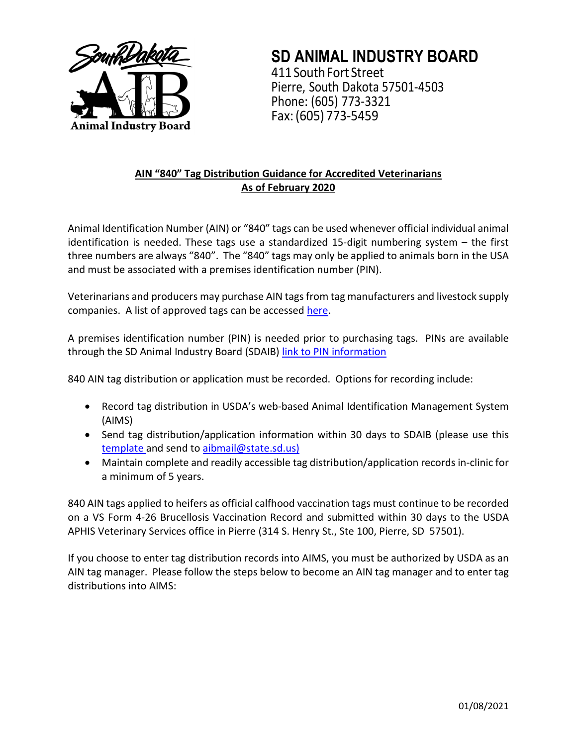# SD ANIMAL INDUSTRY BOARD

411 South Fort Street
Pierre, South Dakota 57501-4503
Phone: (605) 773-3321
Fax: (605) 773-5459

## AIN "840" Tag Distribution Guidance for Accredited Veterinarians As of February 2020

Animal Identification Number (AIN) or "840" tags can be used whenever official individual animal identification is needed. These tags use a standardized 15-digit numbering system – the first three numbers are always "840". The "840" tags may only be applied to animals born in the USA and must be associated with a premises identification number (PIN).

Veterinarians and producers may purchase AIN tags from tag manufacturers and livestock supply companies. A list of approved tags can be accessed here.

A premises identification number (PIN) is needed prior to purchasing tags. PINs are available through the SD Animal Industry Board (SDAIB) link to PIN information

840 AIN tag distribution or application must be recorded. Options for recording include:

- Record tag distribution in USDA's web-based Animal Identification Management System (AIMS)
- Send tag distribution/application information within 30 days to SDAIB (please use this template and send to aibmail@state.sd.us)
- Maintain complete and readily accessible tag distribution/application records in-clinic for a minimum of 5 years.

840 AIN tags applied to heifers as official calfhood vaccination tags must continue to be recorded on a VS Form 4-26 Brucellosis Vaccination Record and submitted within 30 days to the USDA APHIS Veterinary Services office in Pierre (314 S. Henry St., Ste 100, Pierre, SD 57501).

If you choose to enter tag distribution records into AIMS, you must be authorized by USDA as an AIN tag manager. Please follow the steps below to become an AIN tag manager and to enter tag distributions into AIMS:

01/08/2021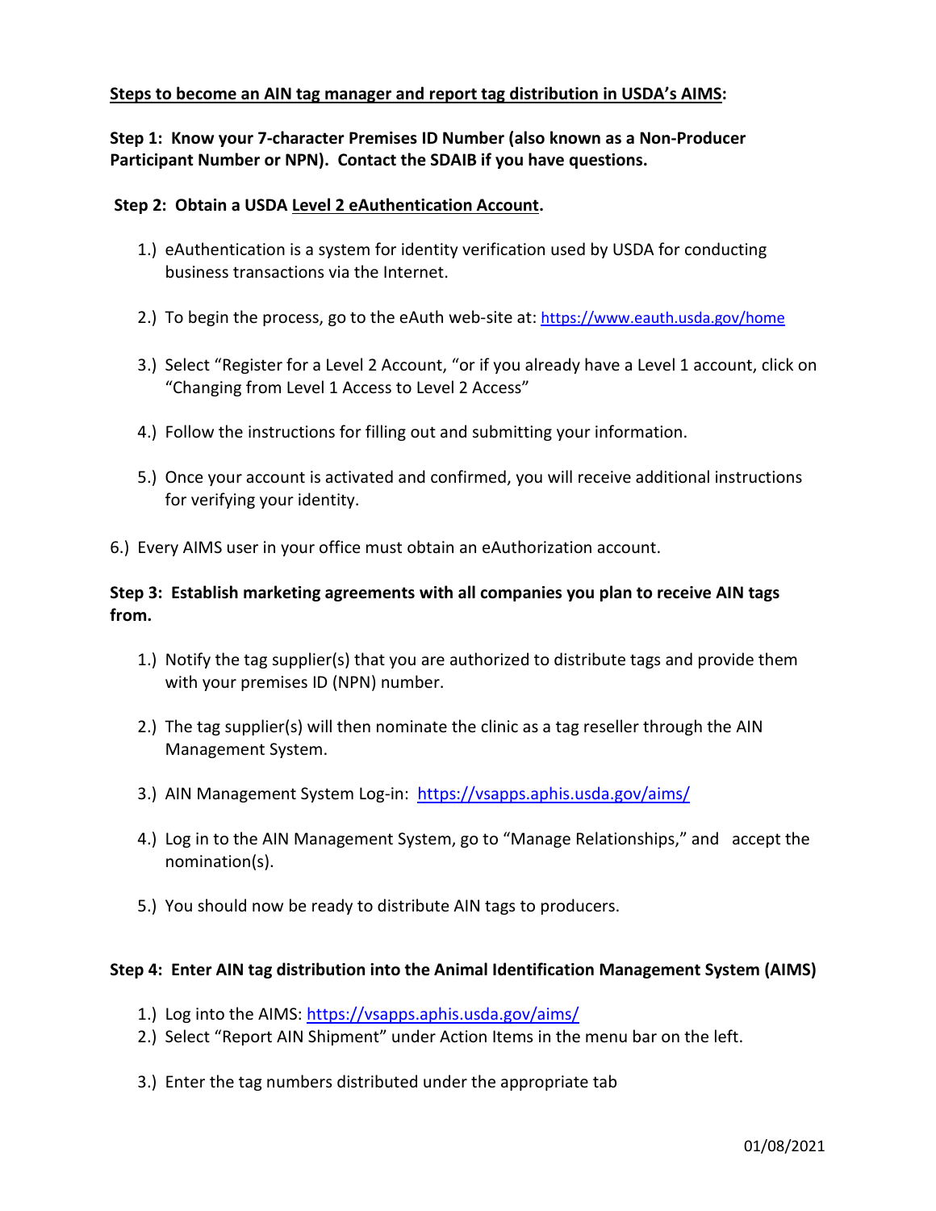**Steps to become an AIN tag manager and report tag distribution in USDA's AIMS:**

**Step 1: Know your 7-character Premises ID Number (also known as a Non-Producer Participant Number or NPN). Contact the SDAIB if you have questions.**

**Step 2: Obtain a USDA Level 2 eAuthentication Account.**

1.) eAuthentication is a system for identity verification used by USDA for conducting business transactions via the Internet.

2.) To begin the process, go to the eAuth web-site at: https://www.eauth.usda.gov/home

3.) Select "Register for a Level 2 Account, "or if you already have a Level 1 account, click on "Changing from Level 1 Access to Level 2 Access"

4.) Follow the instructions for filling out and submitting your information.

5.) Once your account is activated and confirmed, you will receive additional instructions for verifying your identity.

6.) Every AIMS user in your office must obtain an eAuthorization account.

**Step 3: Establish marketing agreements with all companies you plan to receive AIN tags from.**

1.) Notify the tag supplier(s) that you are authorized to distribute tags and provide them with your premises ID (NPN) number.

2.) The tag supplier(s) will then nominate the clinic as a tag reseller through the AIN Management System.

3.) AIN Management System Log-in: https://vsapps.aphis.usda.gov/aims/

4.) Log in to the AIN Management System, go to "Manage Relationships," and accept the nomination(s).

5.) You should now be ready to distribute AIN tags to producers.

**Step 4: Enter AIN tag distribution into the Animal Identification Management System (AIMS)**

1.) Log into the AIMS: https://vsapps.aphis.usda.gov/aims/
2.) Select "Report AIN Shipment" under Action Items in the menu bar on the left.

3.) Enter the tag numbers distributed under the appropriate tab

01/08/2021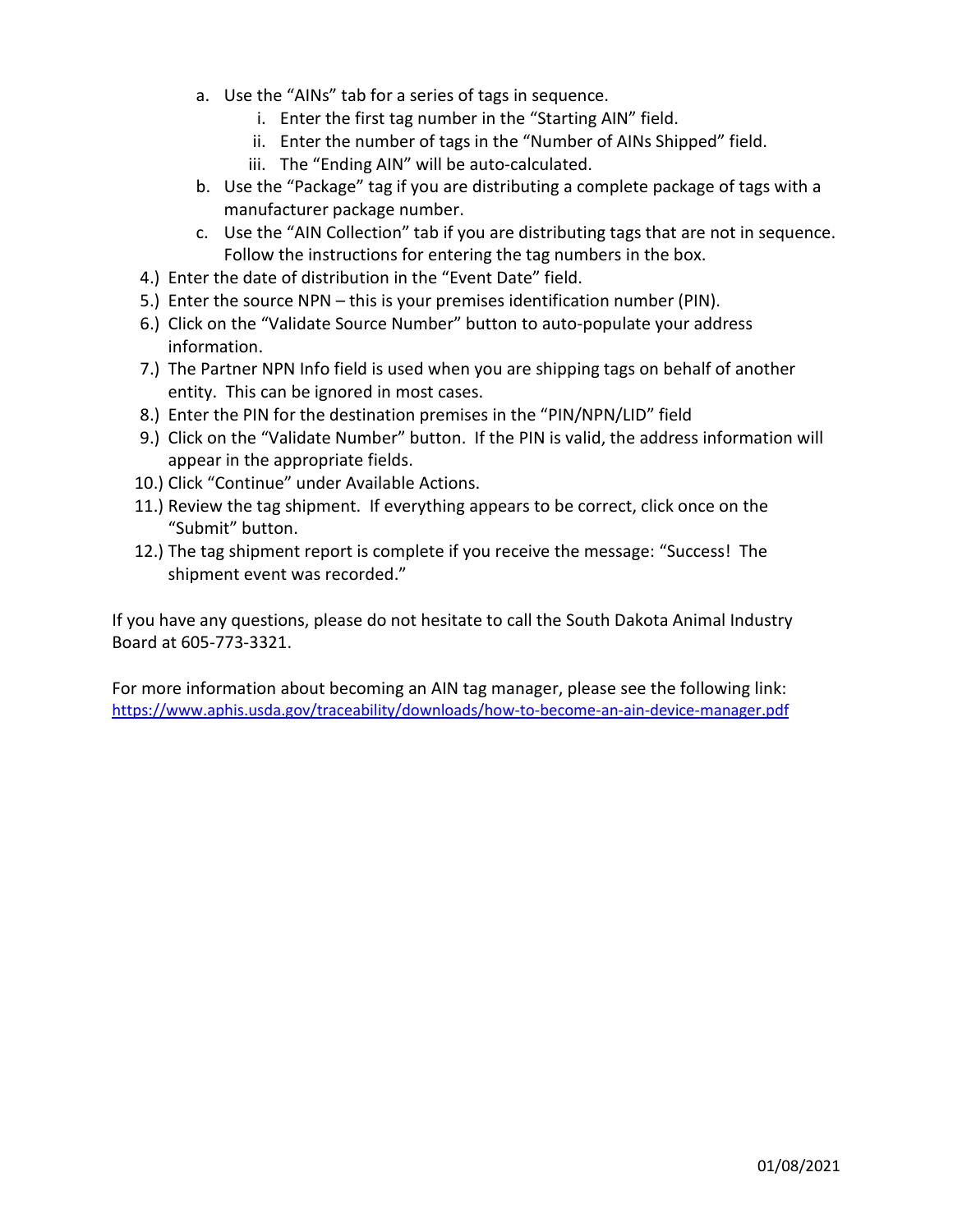a. Use the "AINs" tab for a series of tags in sequence.
   i. Enter the first tag number in the "Starting AIN" field.
   ii. Enter the number of tags in the "Number of AINs Shipped" field.
   iii. The "Ending AIN" will be auto-calculated.

b. Use the "Package" tag if you are distributing a complete package of tags with a manufacturer package number.

c. Use the "AIN Collection" tab if you are distributing tags that are not in sequence. Follow the instructions for entering the tag numbers in the box.

4.) Enter the date of distribution in the "Event Date" field.
5.) Enter the source NPN – this is your premises identification number (PIN).
6.) Click on the "Validate Source Number" button to auto-populate your address information.
7.) The Partner NPN Info field is used when you are shipping tags on behalf of another entity. This can be ignored in most cases.
8.) Enter the PIN for the destination premises in the "PIN/NPN/LID" field
9.) Click on the "Validate Number" button. If the PIN is valid, the address information will appear in the appropriate fields.
10.) Click "Continue" under Available Actions.
11.) Review the tag shipment. If everything appears to be correct, click once on the "Submit" button.
12.) The tag shipment report is complete if you receive the message: "Success! The shipment event was recorded."

If you have any questions, please do not hesitate to call the South Dakota Animal Industry Board at 605-773-3321.

For more information about becoming an AIN tag manager, please see the following link:
https://www.aphis.usda.gov/traceability/downloads/how-to-become-an-ain-device-manager.pdf

01/08/2021